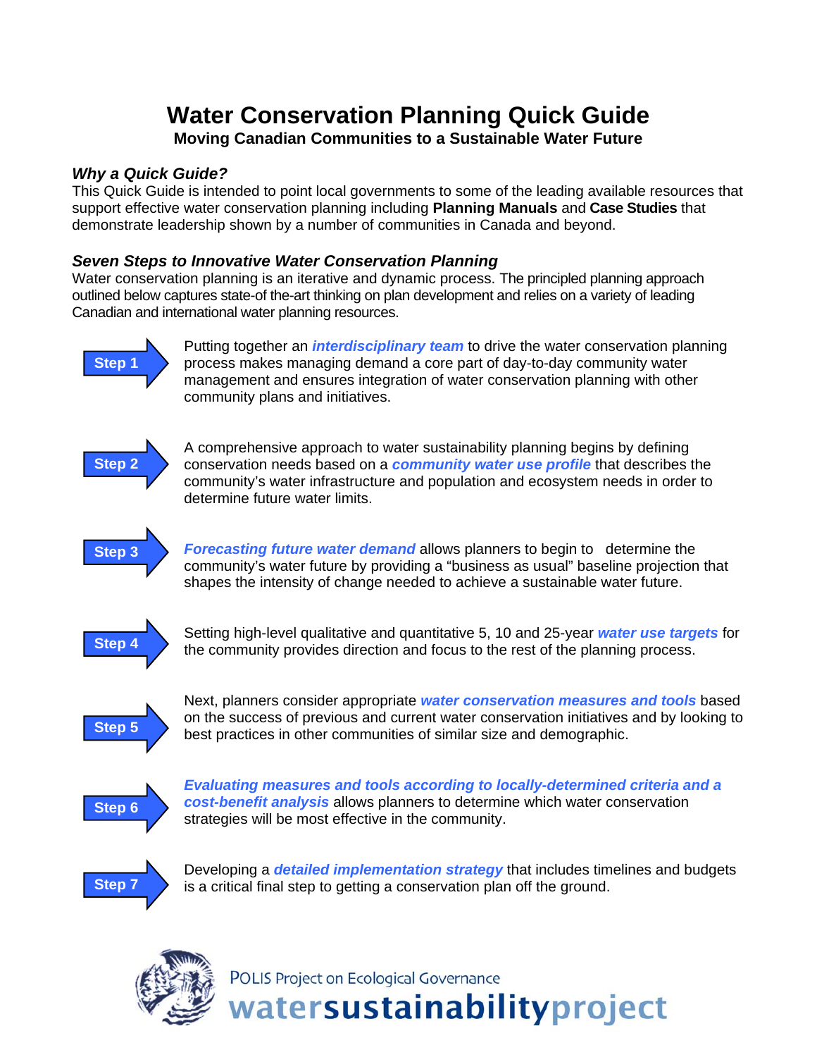# Water Conservation Planning Quick Guide

## Moving Canadian Communities to a Sustainable Water Future

### *Why a Quick Guide?*

This Quick Guide is intended to point local governments to some of the leading available resources that support effective water conservation planning including **Planning Manuals** and **Case Studies** that demonstrate leadership shown by a number of communities in Canada and beyond.

### *Seven Steps to Innovative Water Conservation Planning*

Water conservation planning is an iterative and dynamic process. The principled planning approach outlined below captures state-of the-art thinking on plan development and relies on a variety of leading Canadian and international water planning resources.

**Step 1** — Putting together an ***interdisciplinary team*** to drive the water conservation planning process makes managing demand a core part of day-to-day community water management and ensures integration of water conservation planning with other community plans and initiatives.

**Step 2** — A comprehensive approach to water sustainability planning begins by defining conservation needs based on a ***community water use profile*** that describes the community's water infrastructure and population and ecosystem needs in order to determine future water limits.

**Step 3** — ***Forecasting future water demand*** allows planners to begin to determine the community's water future by providing a "business as usual" baseline projection that shapes the intensity of change needed to achieve a sustainable water future.

**Step 4** — Setting high-level qualitative and quantitative 5, 10 and 25-year ***water use targets*** for the community provides direction and focus to the rest of the planning process.

**Step 5** — Next, planners consider appropriate ***water conservation measures and tools*** based on the success of previous and current water conservation initiatives and by looking to best practices in other communities of similar size and demographic.

**Step 6** — ***Evaluating measures and tools according to locally-determined criteria and a cost-benefit analysis*** allows planners to determine which water conservation strategies will be most effective in the community.

**Step 7** — Developing a ***detailed implementation strategy*** that includes timelines and budgets is a critical final step to getting a conservation plan off the ground.

POLIS Project on Ecological Governance
watersustainabilityproject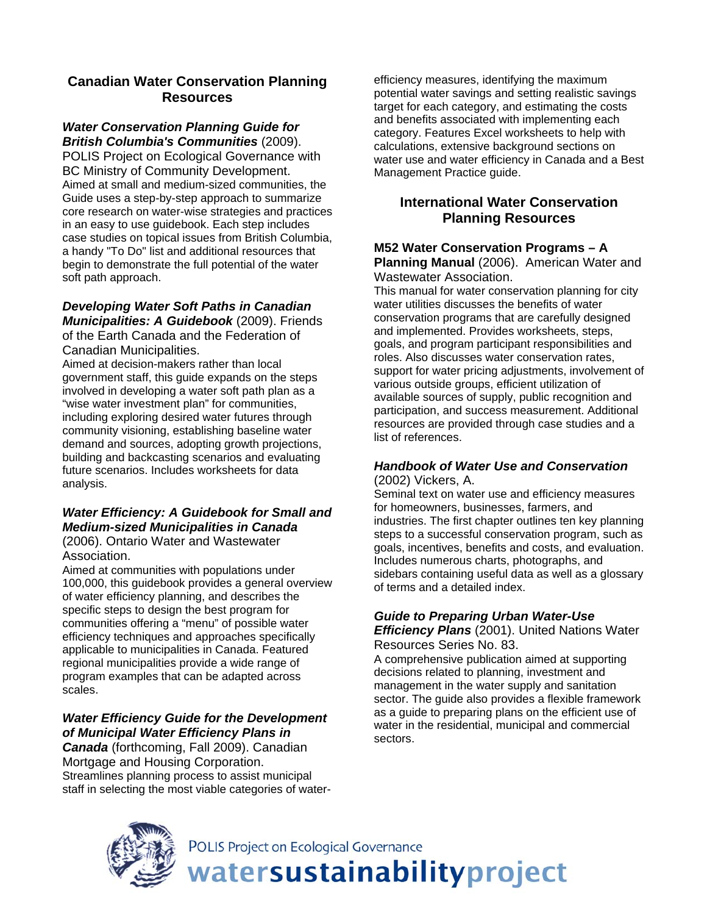## Canadian Water Conservation Planning Resources

***Water Conservation Planning Guide for British Columbia's Communities*** (2009). POLIS Project on Ecological Governance with BC Ministry of Community Development.
Aimed at small and medium-sized communities, the Guide uses a step-by-step approach to summarize core research on water-wise strategies and practices in an easy to use guidebook. Each step includes case studies on topical issues from British Columbia, a handy "To Do" list and additional resources that begin to demonstrate the full potential of the water soft path approach.

***Developing Water Soft Paths in Canadian Municipalities: A Guidebook*** (2009). Friends of the Earth Canada and the Federation of Canadian Municipalities.
Aimed at decision-makers rather than local government staff, this guide expands on the steps involved in developing a water soft path plan as a "wise water investment plan" for communities, including exploring desired water futures through community visioning, establishing baseline water demand and sources, adopting growth projections, building and backcasting scenarios and evaluating future scenarios. Includes worksheets for data analysis.

***Water Efficiency: A Guidebook for Small and Medium-sized Municipalities in Canada*** (2006). Ontario Water and Wastewater Association.
Aimed at communities with populations under 100,000, this guidebook provides a general overview of water efficiency planning, and describes the specific steps to design the best program for communities offering a "menu" of possible water efficiency techniques and approaches specifically applicable to municipalities in Canada. Featured regional municipalities provide a wide range of program examples that can be adapted across scales.

***Water Efficiency Guide for the Development of Municipal Water Efficiency Plans in Canada*** (forthcoming, Fall 2009). Canadian Mortgage and Housing Corporation.
Streamlines planning process to assist municipal staff in selecting the most viable categories of water-efficiency measures, identifying the maximum potential water savings and setting realistic savings target for each category, and estimating the costs and benefits associated with implementing each category. Features Excel worksheets to help with calculations, extensive background sections on water use and water efficiency in Canada and a Best Management Practice guide.

## International Water Conservation Planning Resources

**M52 Water Conservation Programs – A Planning Manual** (2006). American Water and Wastewater Association.
This manual for water conservation planning for city water utilities discusses the benefits of water conservation programs that are carefully designed and implemented. Provides worksheets, steps, goals, and program participant responsibilities and roles. Also discusses water conservation rates, support for water pricing adjustments, involvement of various outside groups, efficient utilization of available sources of supply, public recognition and participation, and success measurement. Additional resources are provided through case studies and a list of references.

***Handbook of Water Use and Conservation*** (2002) Vickers, A.
Seminal text on water use and efficiency measures for homeowners, businesses, farmers, and industries. The first chapter outlines ten key planning steps to a successful conservation program, such as goals, incentives, benefits and costs, and evaluation. Includes numerous charts, photographs, and sidebars containing useful data as well as a glossary of terms and a detailed index.

***Guide to Preparing Urban Water-Use Efficiency Plans*** (2001). United Nations Water Resources Series No. 83.
A comprehensive publication aimed at supporting decisions related to planning, investment and management in the water supply and sanitation sector. The guide also provides a flexible framework as a guide to preparing plans on the efficient use of water in the residential, municipal and commercial sectors.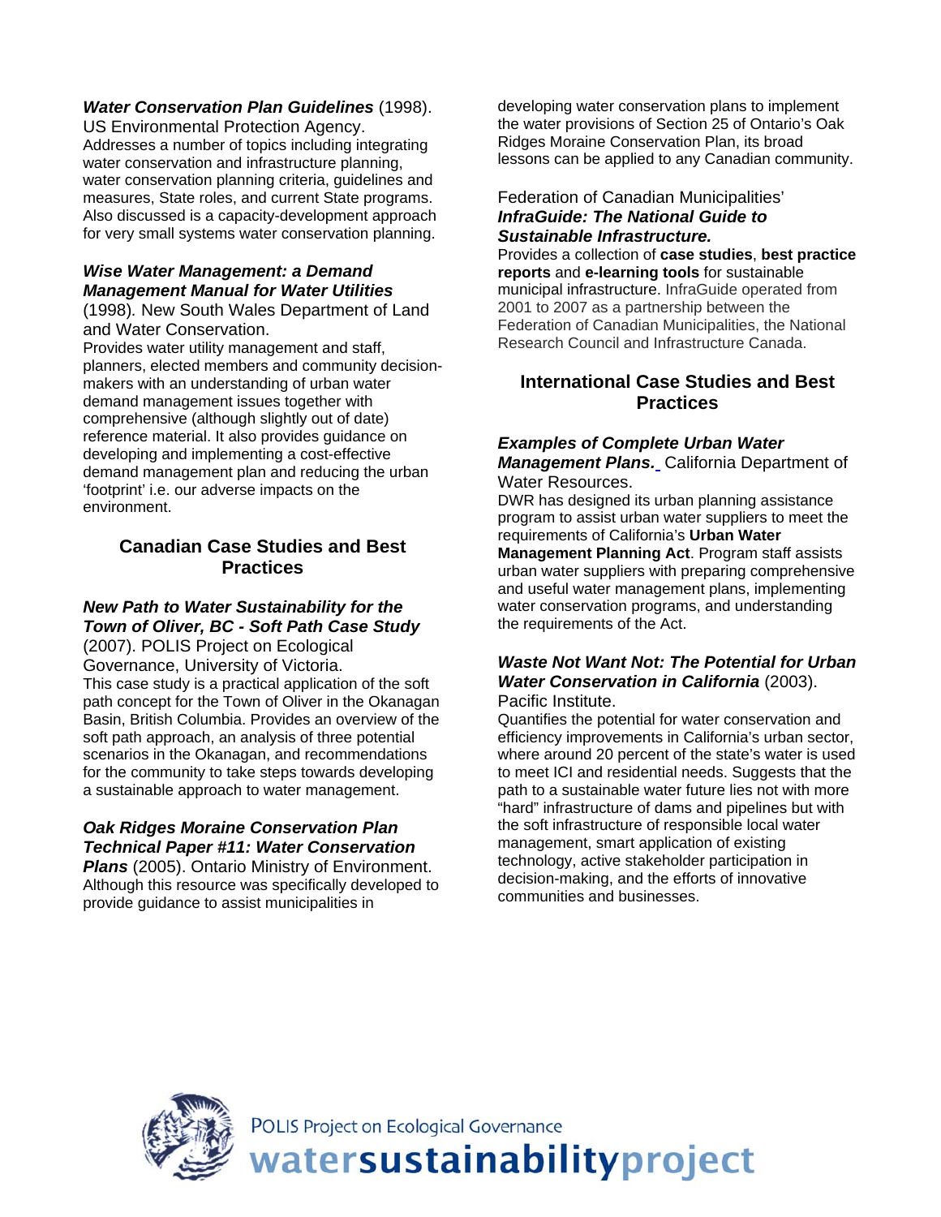***Water Conservation Plan Guidelines*** (1998). US Environmental Protection Agency.
Addresses a number of topics including integrating water conservation and infrastructure planning, water conservation planning criteria, guidelines and measures, State roles, and current State programs. Also discussed is a capacity-development approach for very small systems water conservation planning.

***Wise Water Management: a Demand Management Manual for Water Utilities*** (1998). New South Wales Department of Land and Water Conservation.
Provides water utility management and staff, planners, elected members and community decision-makers with an understanding of urban water demand management issues together with comprehensive (although slightly out of date) reference material. It also provides guidance on developing and implementing a cost-effective demand management plan and reducing the urban 'footprint' i.e. our adverse impacts on the environment.

## Canadian Case Studies and Best Practices

***New Path to Water Sustainability for the Town of Oliver, BC - Soft Path Case Study*** (2007). POLIS Project on Ecological Governance, University of Victoria.
This case study is a practical application of the soft path concept for the Town of Oliver in the Okanagan Basin, British Columbia. Provides an overview of the soft path approach, an analysis of three potential scenarios in the Okanagan, and recommendations for the community to take steps towards developing a sustainable approach to water management.

***Oak Ridges Moraine Conservation Plan Technical Paper #11: Water Conservation Plans*** (2005). Ontario Ministry of Environment.
Although this resource was specifically developed to provide guidance to assist municipalities in developing water conservation plans to implement the water provisions of Section 25 of Ontario's Oak Ridges Moraine Conservation Plan, its broad lessons can be applied to any Canadian community.

Federation of Canadian Municipalities' ***InfraGuide: The National Guide to Sustainable Infrastructure.***
Provides a collection of **case studies**, **best practice reports** and **e-learning tools** for sustainable municipal infrastructure. InfraGuide operated from 2001 to 2007 as a partnership between the Federation of Canadian Municipalities, the National Research Council and Infrastructure Canada.

## International Case Studies and Best Practices

***Examples of Complete Urban Water Management Plans.*** California Department of Water Resources.
DWR has designed its urban planning assistance program to assist urban water suppliers to meet the requirements of California's **Urban Water Management Planning Act**. Program staff assists urban water suppliers with preparing comprehensive and useful water management plans, implementing water conservation programs, and understanding the requirements of the Act.

***Waste Not Want Not: The Potential for Urban Water Conservation in California*** (2003). Pacific Institute.
Quantifies the potential for water conservation and efficiency improvements in California's urban sector, where around 20 percent of the state's water is used to meet ICI and residential needs. Suggests that the path to a sustainable water future lies not with more "hard" infrastructure of dams and pipelines but with the soft infrastructure of responsible local water management, smart application of existing technology, active stakeholder participation in decision-making, and the efforts of innovative communities and businesses.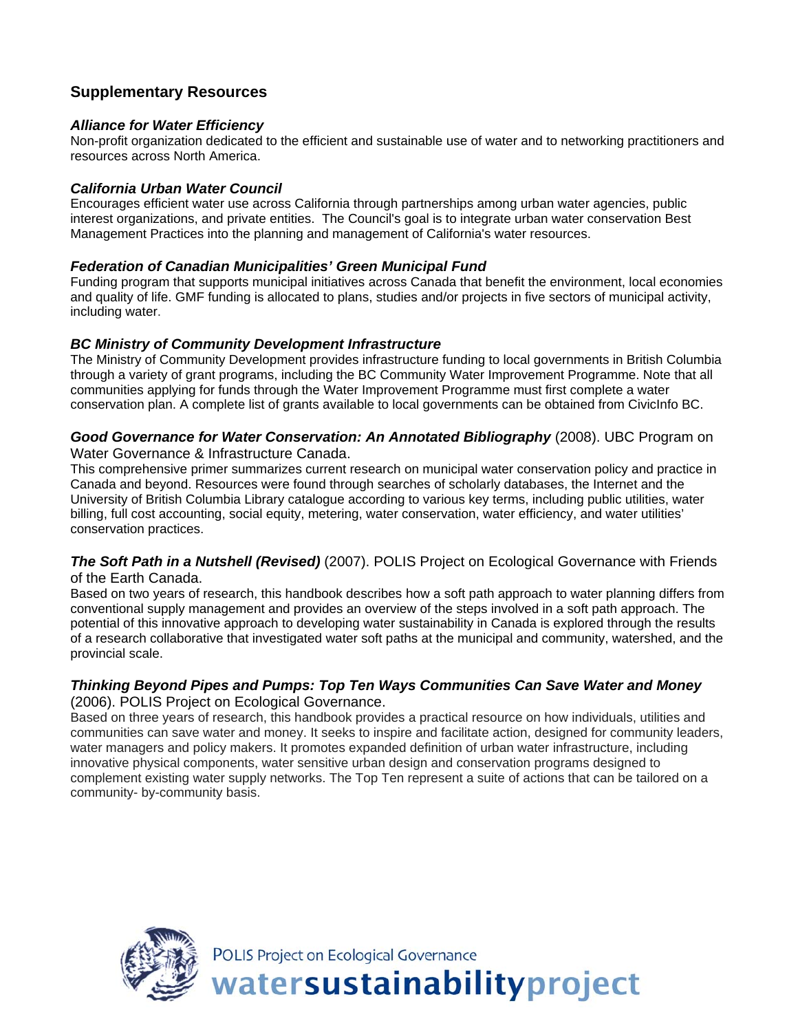## Supplementary Resources

### *Alliance for Water Efficiency*

Non-profit organization dedicated to the efficient and sustainable use of water and to networking practitioners and resources across North America.

### *California Urban Water Council*

Encourages efficient water use across California through partnerships among urban water agencies, public interest organizations, and private entities. The Council's goal is to integrate urban water conservation Best Management Practices into the planning and management of California's water resources.

### *Federation of Canadian Municipalities' Green Municipal Fund*

Funding program that supports municipal initiatives across Canada that benefit the environment, local economies and quality of life. GMF funding is allocated to plans, studies and/or projects in five sectors of municipal activity, including water.

### *BC Ministry of Community Development Infrastructure*

The Ministry of Community Development provides infrastructure funding to local governments in British Columbia through a variety of grant programs, including the BC Community Water Improvement Programme. Note that all communities applying for funds through the Water Improvement Programme must first complete a water conservation plan. A complete list of grants available to local governments can be obtained from CivicInfo BC.

***Good Governance for Water Conservation: An Annotated Bibliography*** (2008). UBC Program on Water Governance & Infrastructure Canada.

This comprehensive primer summarizes current research on municipal water conservation policy and practice in Canada and beyond. Resources were found through searches of scholarly databases, the Internet and the University of British Columbia Library catalogue according to various key terms, including public utilities, water billing, full cost accounting, social equity, metering, water conservation, water efficiency, and water utilities' conservation practices.

***The Soft Path in a Nutshell (Revised)*** (2007). POLIS Project on Ecological Governance with Friends of the Earth Canada.

Based on two years of research, this handbook describes how a soft path approach to water planning differs from conventional supply management and provides an overview of the steps involved in a soft path approach. The potential of this innovative approach to developing water sustainability in Canada is explored through the results of a research collaborative that investigated water soft paths at the municipal and community, watershed, and the provincial scale.

***Thinking Beyond Pipes and Pumps: Top Ten Ways Communities Can Save Water and Money*** (2006). POLIS Project on Ecological Governance.

Based on three years of research, this handbook provides a practical resource on how individuals, utilities and communities can save water and money. It seeks to inspire and facilitate action, designed for community leaders, water managers and policy makers. It promotes expanded definition of urban water infrastructure, including innovative physical components, water sensitive urban design and conservation programs designed to complement existing water supply networks. The Top Ten represent a suite of actions that can be tailored on a community- by-community basis.

POLIS Project on Ecological Governance
watersustainabilityproject